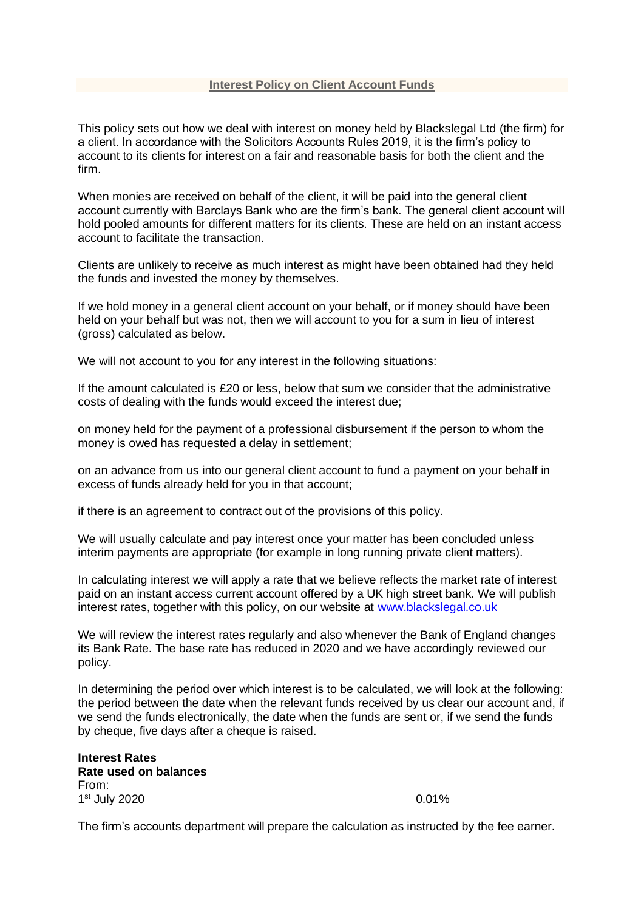## Interest Policy on Client Account Funds

This policy sets out how we deal with interest on money held by Blackslegal Ltd (the firm) for a client. In accordance with the Solicitors Accounts Rules 2019, it is the firm's policy to account to its clients for interest on a fair and reasonable basis for both the client and the firm.

When monies are received on behalf of the client, it will be paid into the general client account currently with Barclays Bank who are the firm's bank. The general client account will hold pooled amounts for different matters for its clients. These are held on an instant access account to facilitate the transaction.

Clients are unlikely to receive as much interest as might have been obtained had they held the funds and invested the money by themselves.

If we hold money in a general client account on your behalf, or if money should have been held on your behalf but was not, then we will account to you for a sum in lieu of interest (gross) calculated as below.

We will not account to you for any interest in the following situations:

If the amount calculated is £20 or less, below that sum we consider that the administrative costs of dealing with the funds would exceed the interest due;

on money held for the payment of a professional disbursement if the person to whom the money is owed has requested a delay in settlement;

on an advance from us into our general client account to fund a payment on your behalf in excess of funds already held for you in that account;

if there is an agreement to contract out of the provisions of this policy.

We will usually calculate and pay interest once your matter has been concluded unless interim payments are appropriate (for example in long running private client matters).

In calculating interest we will apply a rate that we believe reflects the market rate of interest paid on an instant access current account offered by a UK high street bank. We will publish interest rates, together with this policy, on our website at www.blackslegal.co.uk

We will review the interest rates regularly and also whenever the Bank of England changes its Bank Rate. The base rate has reduced in 2020 and we have accordingly reviewed our policy.

In determining the period over which interest is to be calculated, we will look at the following: the period between the date when the relevant funds received by us clear our account and, if we send the funds electronically, the date when the funds are sent or, if we send the funds by cheque, five days after a cheque is raised.

**Interest Rates**
**Rate used on balances**
From:

| | |
|---|---|
| 1st July 2020 | 0.01% |

The firm's accounts department will prepare the calculation as instructed by the fee earner.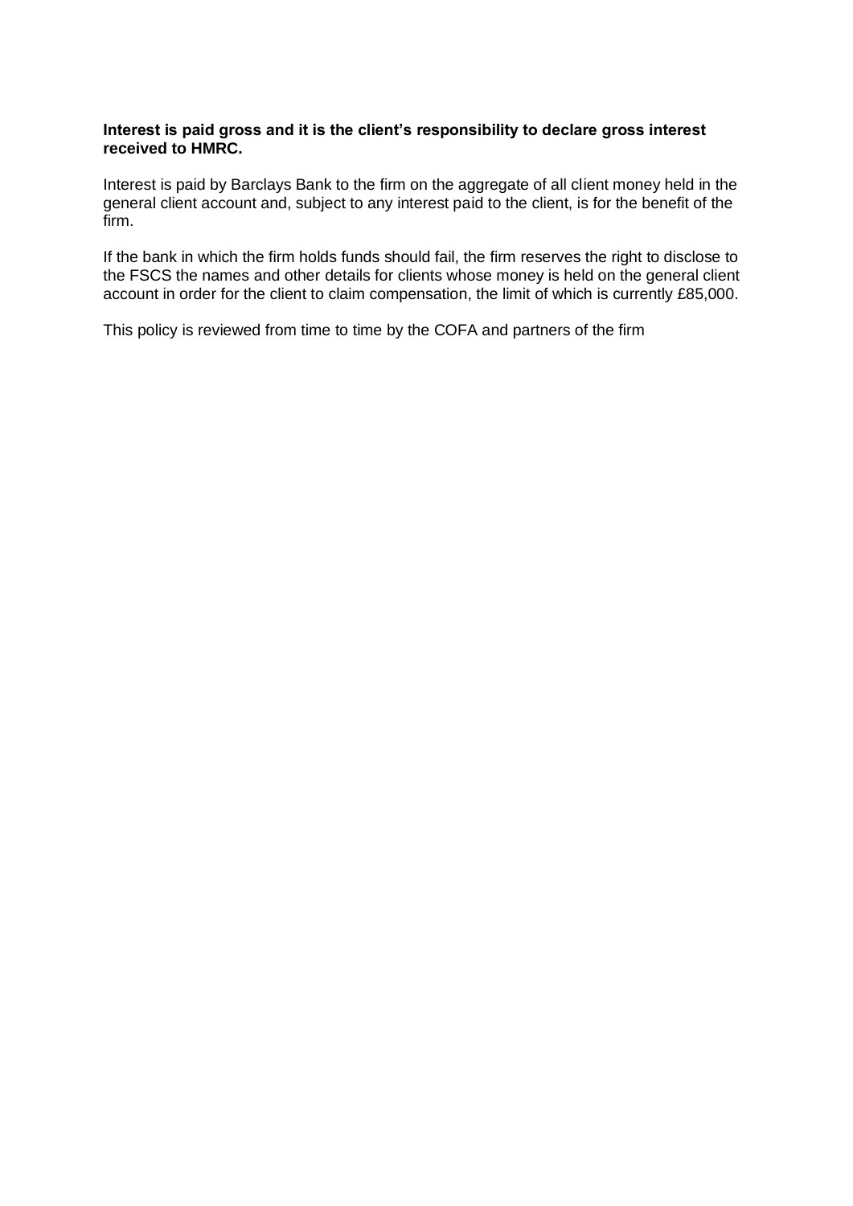**Interest is paid gross and it is the client's responsibility to declare gross interest received to HMRC.**

Interest is paid by Barclays Bank to the firm on the aggregate of all client money held in the general client account and, subject to any interest paid to the client, is for the benefit of the firm.

If the bank in which the firm holds funds should fail, the firm reserves the right to disclose to the FSCS the names and other details for clients whose money is held on the general client account in order for the client to claim compensation, the limit of which is currently £85,000.

This policy is reviewed from time to time by the COFA and partners of the firm